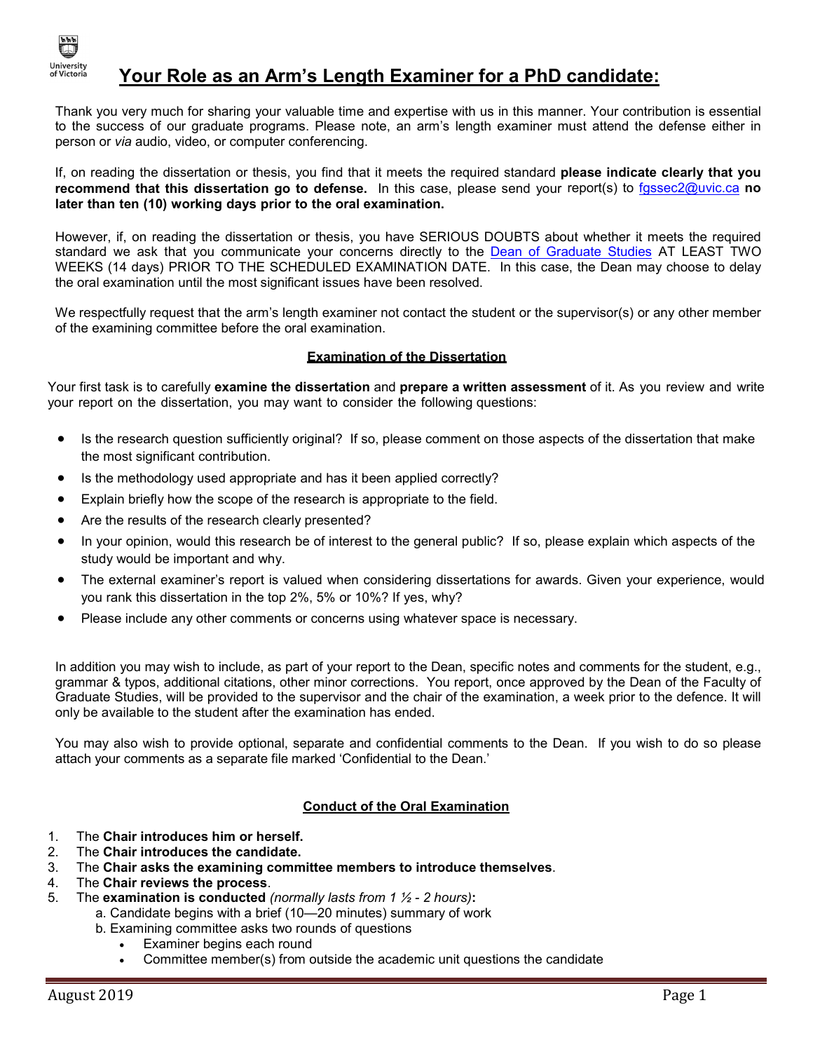# Your Role as an Arm's Length Examiner for a PhD candidate:

Thank you very much for sharing your valuable time and expertise with us in this manner. Your contribution is essential to the success of our graduate programs. Please note, an arm's length examiner must attend the defense either in person or *via* audio, video, or computer conferencing.

If, on reading the dissertation or thesis, you find that it meets the required standard **please indicate clearly that you recommend that this dissertation go to defense.** In this case, please send your report(s) to fgssec2@uvic.ca **no later than ten (10) working days prior to the oral examination.**

However, if, on reading the dissertation or thesis, you have SERIOUS DOUBTS about whether it meets the required standard we ask that you communicate your concerns directly to the Dean of Graduate Studies AT LEAST TWO WEEKS (14 days) PRIOR TO THE SCHEDULED EXAMINATION DATE. In this case, the Dean may choose to delay the oral examination until the most significant issues have been resolved.

We respectfully request that the arm's length examiner not contact the student or the supervisor(s) or any other member of the examining committee before the oral examination.

## Examination of the Dissertation

Your first task is to carefully **examine the dissertation** and **prepare a written assessment** of it. As you review and write your report on the dissertation, you may want to consider the following questions:

- Is the research question sufficiently original? If so, please comment on those aspects of the dissertation that make the most significant contribution.
- Is the methodology used appropriate and has it been applied correctly?
- Explain briefly how the scope of the research is appropriate to the field.
- Are the results of the research clearly presented?
- In your opinion, would this research be of interest to the general public? If so, please explain which aspects of the study would be important and why.
- The external examiner's report is valued when considering dissertations for awards. Given your experience, would you rank this dissertation in the top 2%, 5% or 10%? If yes, why?
- Please include any other comments or concerns using whatever space is necessary.

In addition you may wish to include, as part of your report to the Dean, specific notes and comments for the student, e.g., grammar & typos, additional citations, other minor corrections. You report, once approved by the Dean of the Faculty of Graduate Studies, will be provided to the supervisor and the chair of the examination, a week prior to the defence. It will only be available to the student after the examination has ended.

You may also wish to provide optional, separate and confidential comments to the Dean. If you wish to do so please attach your comments as a separate file marked 'Confidential to the Dean.'

## Conduct of the Oral Examination

1. The **Chair introduces him or herself.**
2. The **Chair introduces the candidate.**
3. The **Chair asks the examining committee members to introduce themselves**.
4. The **Chair reviews the process**.
5. The **examination is conducted** *(normally lasts from 1 ½ - 2 hours)***:**
   a. Candidate begins with a brief (10—20 minutes) summary of work
   b. Examining committee asks two rounds of questions
      - Examiner begins each round
      - Committee member(s) from outside the academic unit questions the candidate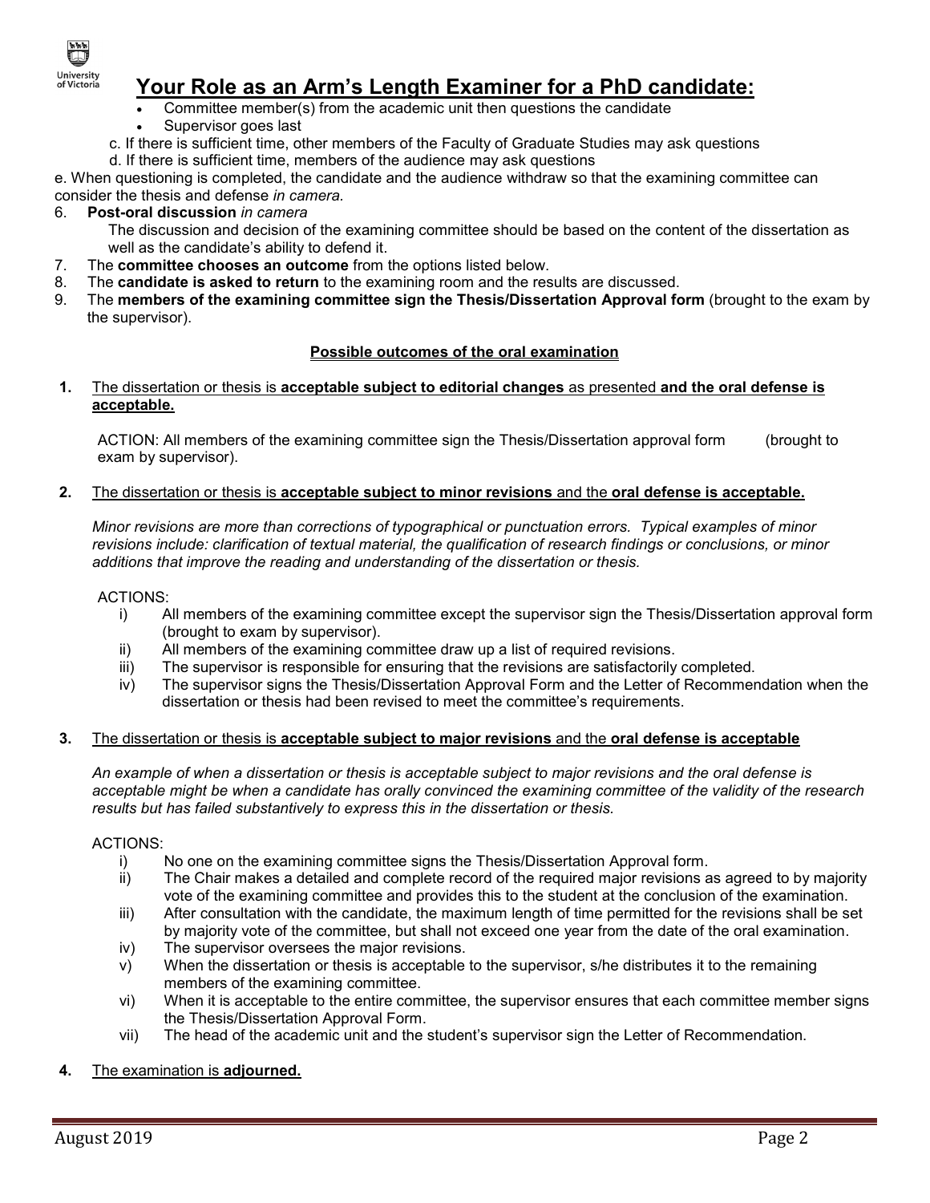# Your Role as an Arm's Length Examiner for a PhD candidate:

- Committee member(s) from the academic unit then questions the candidate
- Supervisor goes last

c. If there is sufficient time, other members of the Faculty of Graduate Studies may ask questions

d. If there is sufficient time, members of the audience may ask questions

e. When questioning is completed, the candidate and the audience withdraw so that the examining committee can consider the thesis and defense *in camera.*

6. **Post-oral discussion** *in camera*

   The discussion and decision of the examining committee should be based on the content of the dissertation as well as the candidate's ability to defend it.
7. The **committee chooses an outcome** from the options listed below.
8. The **candidate is asked to return** to the examining room and the results are discussed.
9. The **members of the examining committee sign the Thesis/Dissertation Approval form** (brought to the exam by the supervisor).

## Possible outcomes of the oral examination

**1.** The dissertation or thesis is **acceptable subject to editorial changes** as presented **and the oral defense is acceptable.**

ACTION: All members of the examining committee sign the Thesis/Dissertation approval form (brought to exam by supervisor).

**2.** The dissertation or thesis is **acceptable subject to minor revisions** and the **oral defense is acceptable.**

*Minor revisions are more than corrections of typographical or punctuation errors. Typical examples of minor revisions include: clarification of textual material, the qualification of research findings or conclusions, or minor additions that improve the reading and understanding of the dissertation or thesis.*

ACTIONS:

i) All members of the examining committee except the supervisor sign the Thesis/Dissertation approval form (brought to exam by supervisor).

ii) All members of the examining committee draw up a list of required revisions.

iii) The supervisor is responsible for ensuring that the revisions are satisfactorily completed.

iv) The supervisor signs the Thesis/Dissertation Approval Form and the Letter of Recommendation when the dissertation or thesis had been revised to meet the committee's requirements.

**3.** The dissertation or thesis is **acceptable subject to major revisions** and the **oral defense is acceptable**

*An example of when a dissertation or thesis is acceptable subject to major revisions and the oral defense is acceptable might be when a candidate has orally convinced the examining committee of the validity of the research results but has failed substantively to express this in the dissertation or thesis.*

ACTIONS:

i) No one on the examining committee signs the Thesis/Dissertation Approval form.

ii) The Chair makes a detailed and complete record of the required major revisions as agreed to by majority vote of the examining committee and provides this to the student at the conclusion of the examination.

iii) After consultation with the candidate, the maximum length of time permitted for the revisions shall be set by majority vote of the committee, but shall not exceed one year from the date of the oral examination.

iv) The supervisor oversees the major revisions.

v) When the dissertation or thesis is acceptable to the supervisor, s/he distributes it to the remaining members of the examining committee.

vi) When it is acceptable to the entire committee, the supervisor ensures that each committee member signs the Thesis/Dissertation Approval Form.

vii) The head of the academic unit and the student's supervisor sign the Letter of Recommendation.

**4.** The examination is **adjourned.**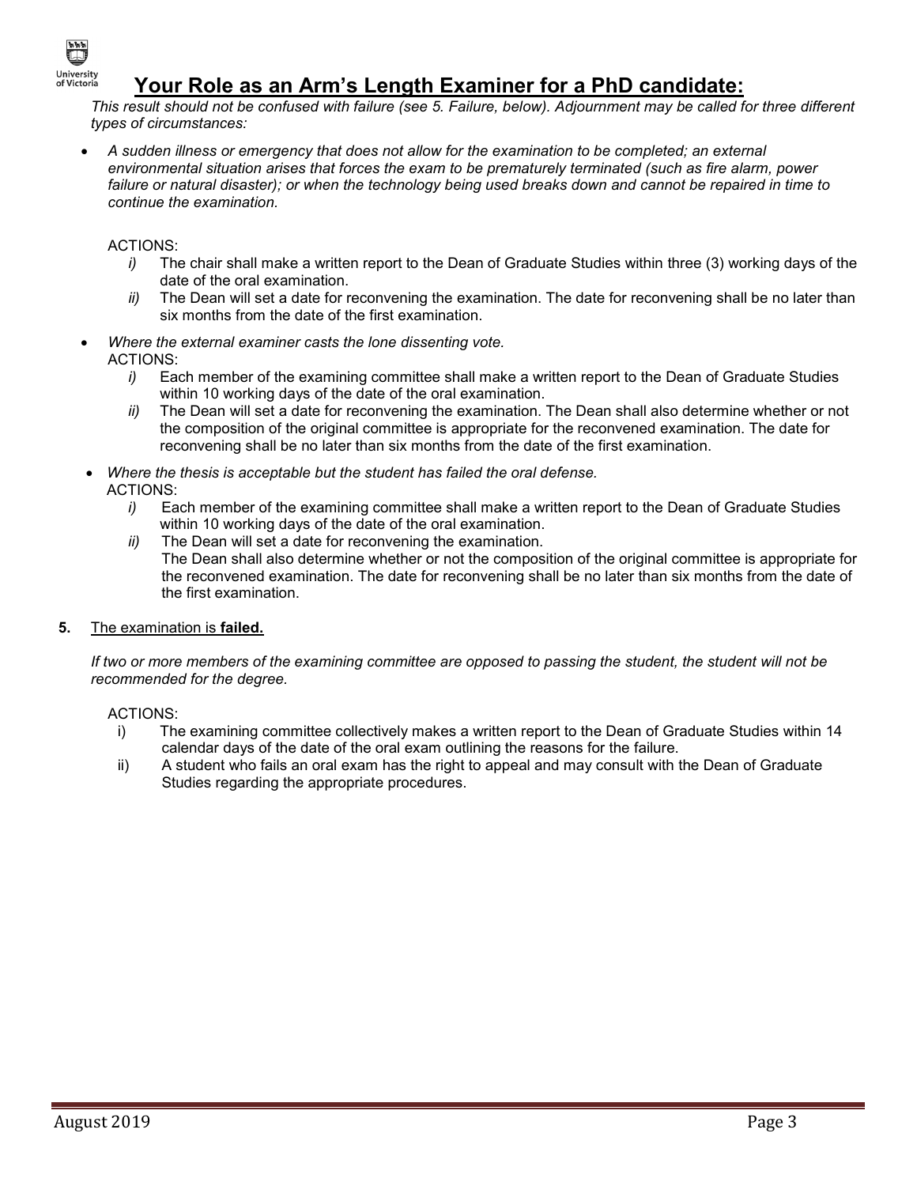# Your Role as an Arm's Length Examiner for a PhD candidate:

*This result should not be confused with failure (see 5. Failure, below). Adjournment may be called for three different types of circumstances:*

- *A sudden illness or emergency that does not allow for the examination to be completed; an external environmental situation arises that forces the exam to be prematurely terminated (such as fire alarm, power failure or natural disaster); or when the technology being used breaks down and cannot be repaired in time to continue the examination.*

  ACTIONS:
  - *i)* The chair shall make a written report to the Dean of Graduate Studies within three (3) working days of the date of the oral examination.
  - *ii)* The Dean will set a date for reconvening the examination. The date for reconvening shall be no later than six months from the date of the first examination.

- *Where the external examiner casts the lone dissenting vote.*

  ACTIONS:
  - *i)* Each member of the examining committee shall make a written report to the Dean of Graduate Studies within 10 working days of the date of the oral examination.
  - *ii)* The Dean will set a date for reconvening the examination. The Dean shall also determine whether or not the composition of the original committee is appropriate for the reconvened examination. The date for reconvening shall be no later than six months from the date of the first examination.

- *Where the thesis is acceptable but the student has failed the oral defense.*

  ACTIONS:
  - *i)* Each member of the examining committee shall make a written report to the Dean of Graduate Studies within 10 working days of the date of the oral examination.
  - *ii)* The Dean will set a date for reconvening the examination. The Dean shall also determine whether or not the composition of the original committee is appropriate for the reconvened examination. The date for reconvening shall be no later than six months from the date of the first examination.

**5.** The examination is **failed.**

*If two or more members of the examining committee are opposed to passing the student, the student will not be recommended for the degree.*

ACTIONS:
- i) The examining committee collectively makes a written report to the Dean of Graduate Studies within 14 calendar days of the date of the oral exam outlining the reasons for the failure.
- ii) A student who fails an oral exam has the right to appeal and may consult with the Dean of Graduate Studies regarding the appropriate procedures.